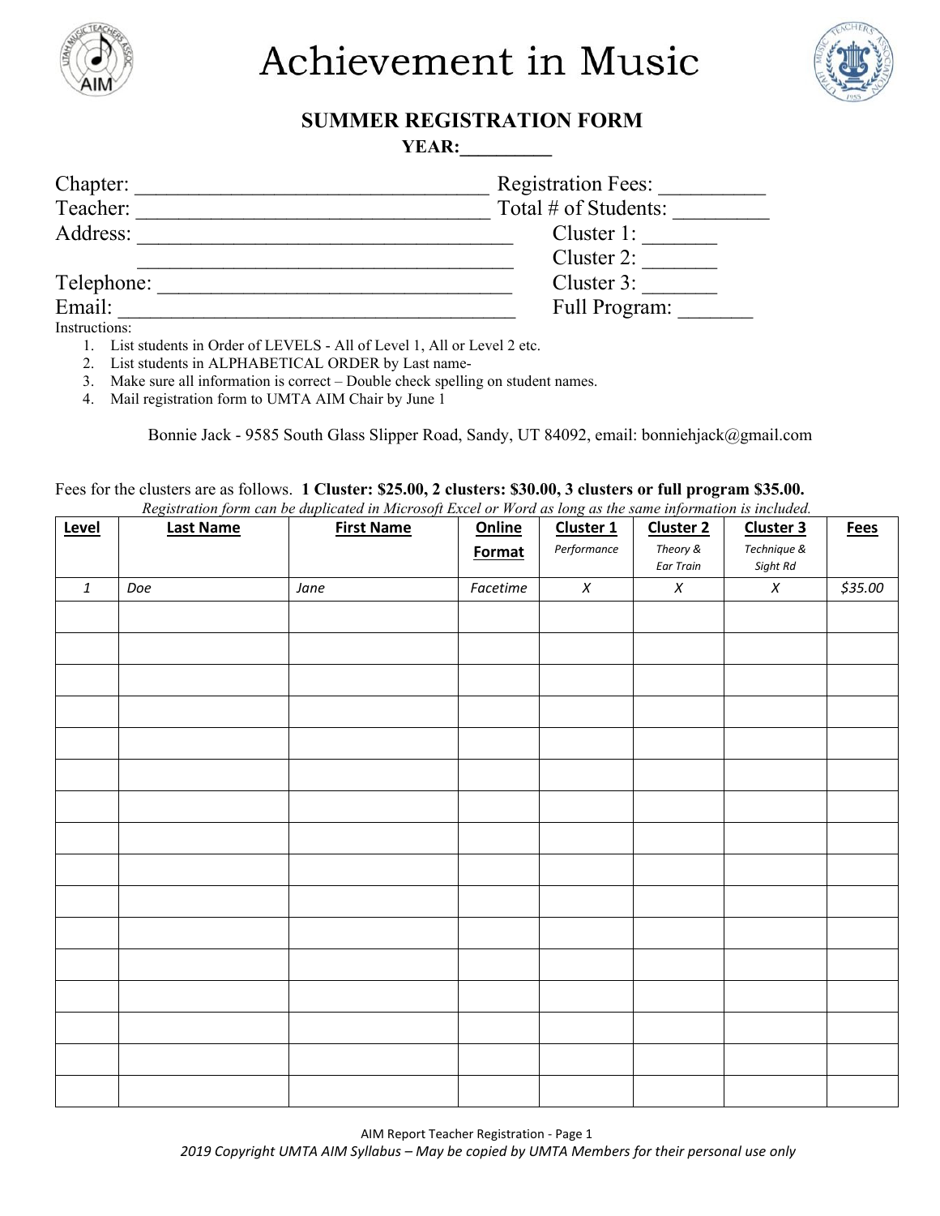# Achievement in Music

## SUMMER REGISTRATION FORM

**YEAR:__________**

Chapter: __________________________________ Registration Fees: __________

Teacher: __________________________________ Total # of Students: _________

Address: ___________________________________ Cluster 1: _______

___________________________________ Cluster 2: _______

Telephone: _________________________________ Cluster 3: _______

Email: ______________________________________ Full Program: _______

Instructions:

1. List students in Order of LEVELS - All of Level 1, All or Level 2 etc.
2. List students in ALPHABETICAL ORDER by Last name-
3. Make sure all information is correct – Double check spelling on student names.
4. Mail registration form to UMTA AIM Chair by June 1

Bonnie Jack - 9585 South Glass Slipper Road, Sandy, UT 84092, email: bonniehjack@gmail.com

Fees for the clusters are as follows. **1 Cluster: $25.00, 2 clusters: $30.00, 3 clusters or full program $35.00.**

*Registration form can be duplicated in Microsoft Excel or Word as long as the same information is included.*

| Level | Last Name | First Name | Online Format | Cluster 1 *Performance* | Cluster 2 *Theory & Ear Train* | Cluster 3 *Technique & Sight Rd* | Fees |
|---|---|---|---|---|---|---|---|
| *1* | *Doe* | *Jane* | *Facetime* | *X* | *X* | *X* | *$35.00* |
| | | | | | | | |
| | | | | | | | |
| | | | | | | | |
| | | | | | | | |
| | | | | | | | |
| | | | | | | | |
| | | | | | | | |
| | | | | | | | |
| | | | | | | | |
| | | | | | | | |
| | | | | | | | |
| | | | | | | | |
| | | | | | | | |
| | | | | | | | |
| | | | | | | | |
| | | | | | | | |

AIM Report Teacher Registration - Page 1

*2019 Copyright UMTA AIM Syllabus – May be copied by UMTA Members for their personal use only*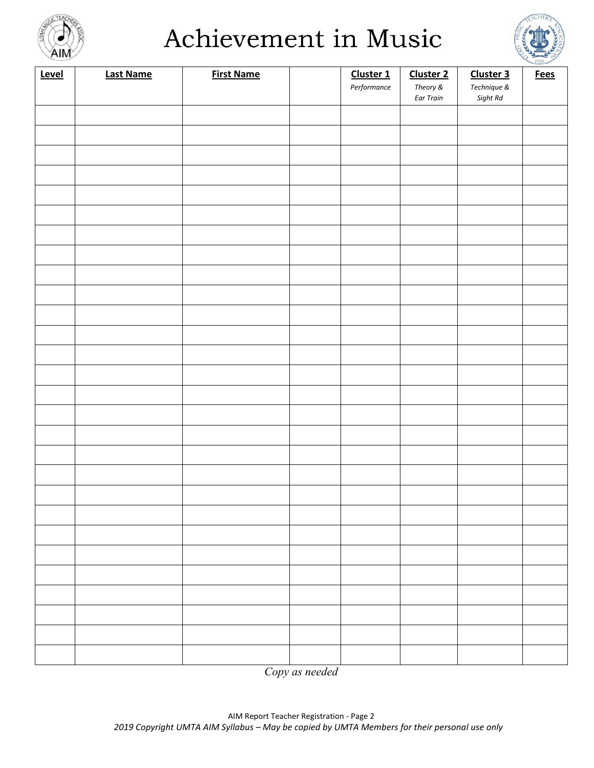# Achievement in Music

| **Level** | **Last Name** | **First Name** | | **Cluster 1** *Performance* | **Cluster 2** *Theory & Ear Train* | **Cluster 3** *Technique & Sight Rd* | **Fees** |
|---|---|---|---|---|---|---|---|
| | | | | | | | |
| | | | | | | | |
| | | | | | | | |
| | | | | | | | |
| | | | | | | | |
| | | | | | | | |
| | | | | | | | |
| | | | | | | | |
| | | | | | | | |
| | | | | | | | |
| | | | | | | | |
| | | | | | | | |
| | | | | | | | |
| | | | | | | | |
| | | | | | | | |
| | | | | | | | |
| | | | | | | | |
| | | | | | | | |
| | | | | | | | |
| | | | | | | | |
| | | | | | | | |
| | | | | | | | |
| | | | | | | | |
| | | | | | | | |
| | | | | | | | |
| | | | | | | | |
| | | | | | | | |
| | | | | | | | |
| | | | | | | | |
| | | | | | | | |

*Copy as needed*

AIM Report Teacher Registration - Page 2

*2019 Copyright UMTA AIM Syllabus – May be copied by UMTA Members for their personal use only*